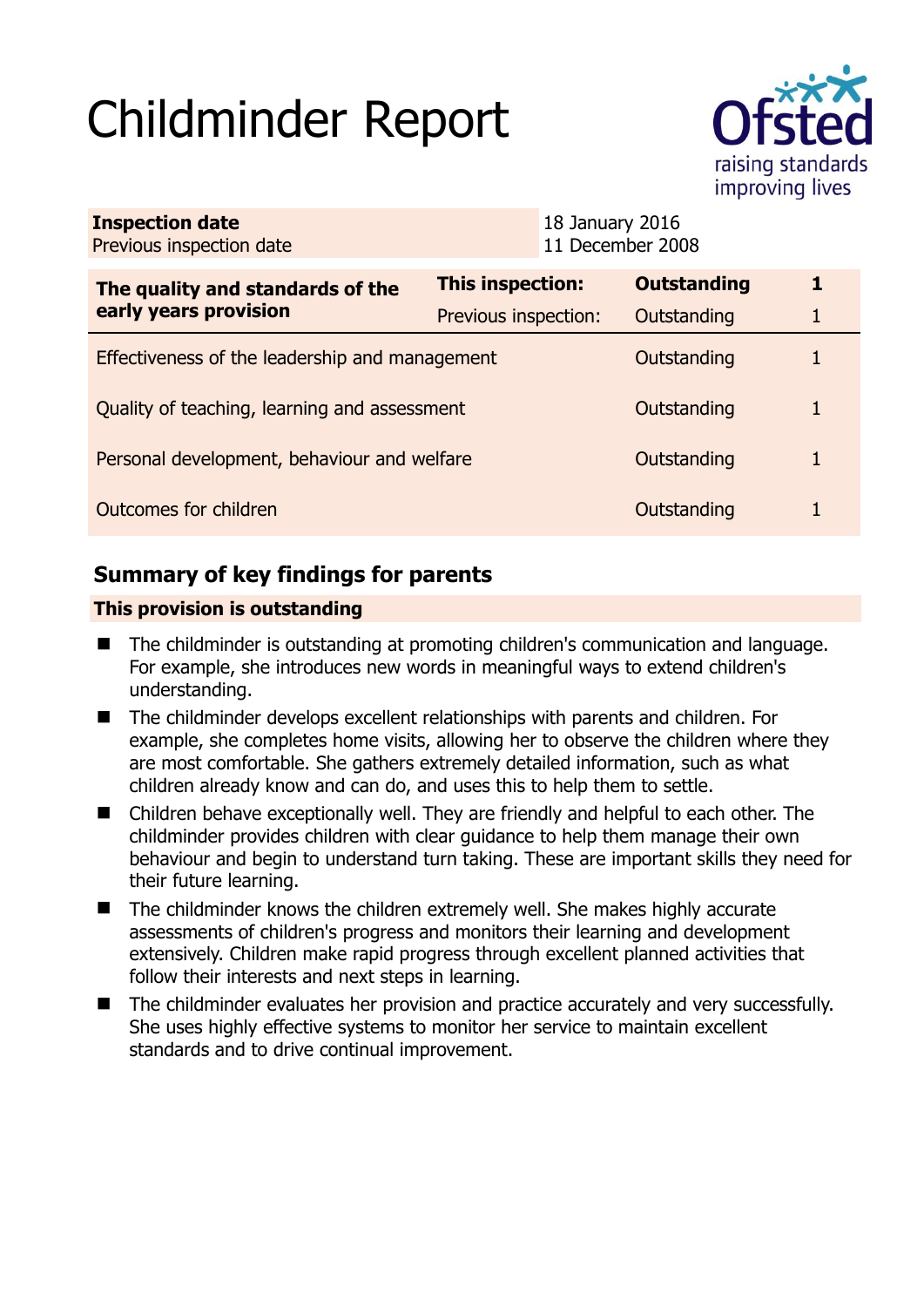# Childminder Report

| | |
|---|---|
| **Inspection date** | 18 January 2016 |
| Previous inspection date | 11 December 2008 |

| **The quality and standards of the early years provision** | **This inspection:** | **Outstanding** | **1** |
|---|---|---|---|
| | Previous inspection: | Outstanding | 1 |
| Effectiveness of the leadership and management | | Outstanding | 1 |
| Quality of teaching, learning and assessment | | Outstanding | 1 |
| Personal development, behaviour and welfare | | Outstanding | 1 |
| Outcomes for children | | Outstanding | 1 |

## Summary of key findings for parents

**This provision is outstanding**

- The childminder is outstanding at promoting children's communication and language. For example, she introduces new words in meaningful ways to extend children's understanding.
- The childminder develops excellent relationships with parents and children. For example, she completes home visits, allowing her to observe the children where they are most comfortable. She gathers extremely detailed information, such as what children already know and can do, and uses this to help them to settle.
- Children behave exceptionally well. They are friendly and helpful to each other. The childminder provides children with clear guidance to help them manage their own behaviour and begin to understand turn taking. These are important skills they need for their future learning.
- The childminder knows the children extremely well. She makes highly accurate assessments of children's progress and monitors their learning and development extensively. Children make rapid progress through excellent planned activities that follow their interests and next steps in learning.
- The childminder evaluates her provision and practice accurately and very successfully. She uses highly effective systems to monitor her service to maintain excellent standards and to drive continual improvement.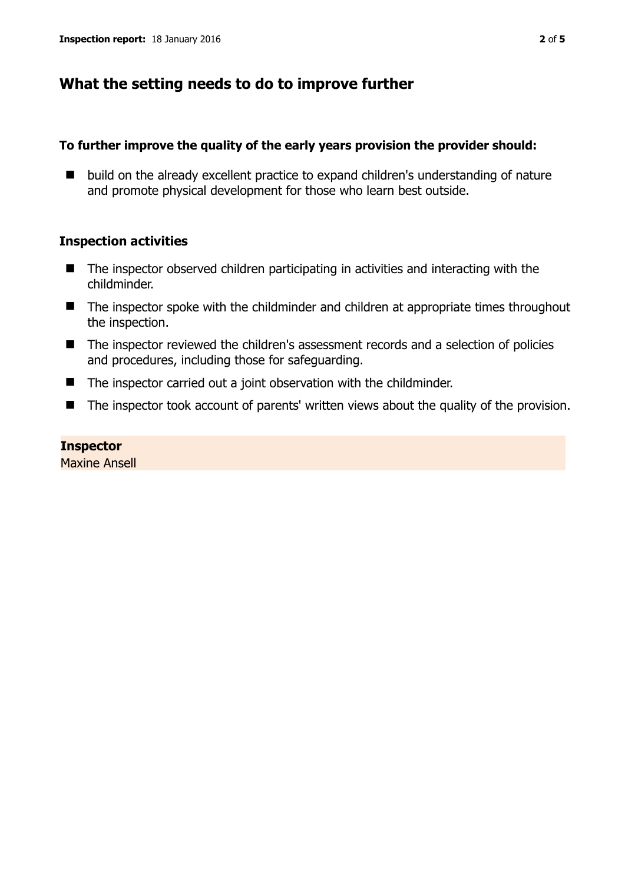## What the setting needs to do to improve further

**To further improve the quality of the early years provision the provider should:**

- build on the already excellent practice to expand children's understanding of nature and promote physical development for those who learn best outside.

### Inspection activities

- The inspector observed children participating in activities and interacting with the childminder.
- The inspector spoke with the childminder and children at appropriate times throughout the inspection.
- The inspector reviewed the children's assessment records and a selection of policies and procedures, including those for safeguarding.
- The inspector carried out a joint observation with the childminder.
- The inspector took account of parents' written views about the quality of the provision.

**Inspector**
Maxine Ansell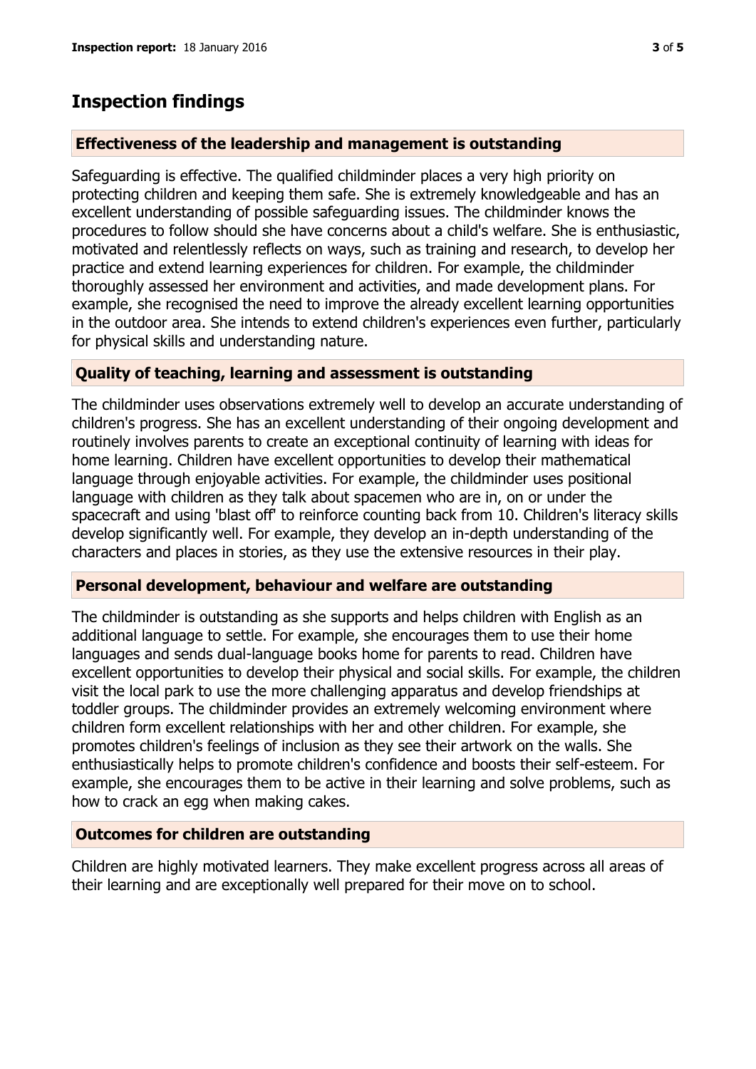## Inspection findings

### Effectiveness of the leadership and management is outstanding

Safeguarding is effective. The qualified childminder places a very high priority on protecting children and keeping them safe. She is extremely knowledgeable and has an excellent understanding of possible safeguarding issues. The childminder knows the procedures to follow should she have concerns about a child's welfare. She is enthusiastic, motivated and relentlessly reflects on ways, such as training and research, to develop her practice and extend learning experiences for children. For example, the childminder thoroughly assessed her environment and activities, and made development plans. For example, she recognised the need to improve the already excellent learning opportunities in the outdoor area. She intends to extend children's experiences even further, particularly for physical skills and understanding nature.

### Quality of teaching, learning and assessment is outstanding

The childminder uses observations extremely well to develop an accurate understanding of children's progress. She has an excellent understanding of their ongoing development and routinely involves parents to create an exceptional continuity of learning with ideas for home learning. Children have excellent opportunities to develop their mathematical language through enjoyable activities. For example, the childminder uses positional language with children as they talk about spacemen who are in, on or under the spacecraft and using 'blast off' to reinforce counting back from 10. Children's literacy skills develop significantly well. For example, they develop an in-depth understanding of the characters and places in stories, as they use the extensive resources in their play.

### Personal development, behaviour and welfare are outstanding

The childminder is outstanding as she supports and helps children with English as an additional language to settle. For example, she encourages them to use their home languages and sends dual-language books home for parents to read. Children have excellent opportunities to develop their physical and social skills. For example, the children visit the local park to use the more challenging apparatus and develop friendships at toddler groups. The childminder provides an extremely welcoming environment where children form excellent relationships with her and other children. For example, she promotes children's feelings of inclusion as they see their artwork on the walls. She enthusiastically helps to promote children's confidence and boosts their self-esteem. For example, she encourages them to be active in their learning and solve problems, such as how to crack an egg when making cakes.

### Outcomes for children are outstanding

Children are highly motivated learners. They make excellent progress across all areas of their learning and are exceptionally well prepared for their move on to school.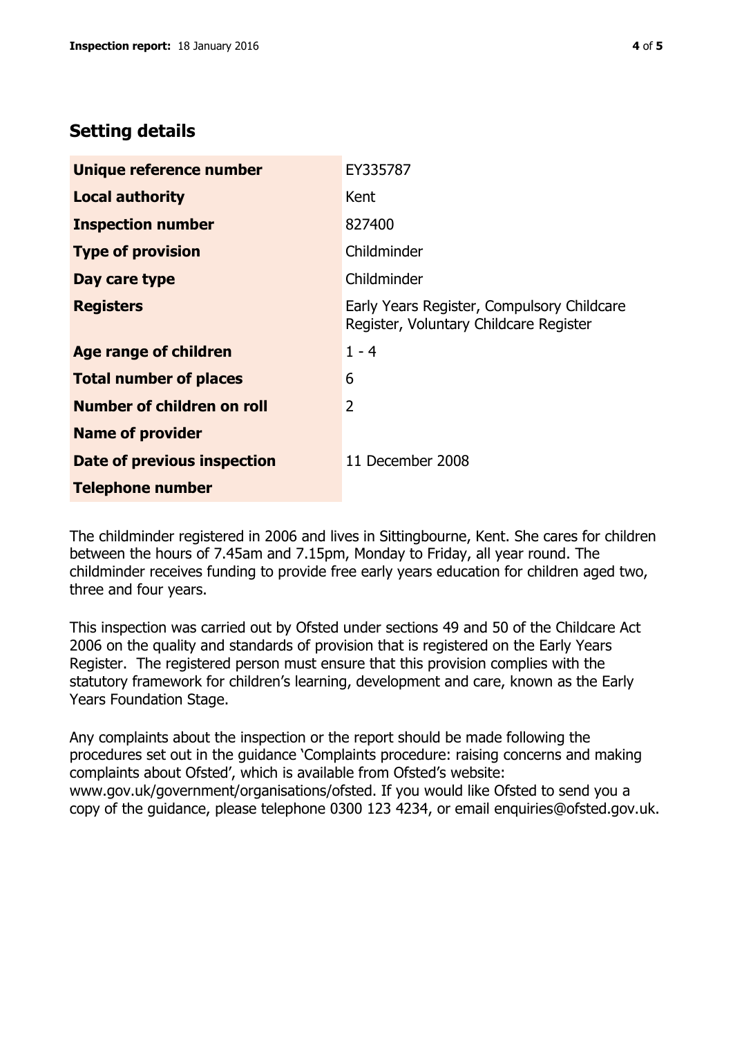## Setting details

| | |
|---|---|
| **Unique reference number** | EY335787 |
| **Local authority** | Kent |
| **Inspection number** | 827400 |
| **Type of provision** | Childminder |
| **Day care type** | Childminder |
| **Registers** | Early Years Register, Compulsory Childcare Register, Voluntary Childcare Register |
| **Age range of children** | 1 - 4 |
| **Total number of places** | 6 |
| **Number of children on roll** | 2 |
| **Name of provider** | |
| **Date of previous inspection** | 11 December 2008 |
| **Telephone number** | |

The childminder registered in 2006 and lives in Sittingbourne, Kent. She cares for children between the hours of 7.45am and 7.15pm, Monday to Friday, all year round. The childminder receives funding to provide free early years education for children aged two, three and four years.

This inspection was carried out by Ofsted under sections 49 and 50 of the Childcare Act 2006 on the quality and standards of provision that is registered on the Early Years Register. The registered person must ensure that this provision complies with the statutory framework for children's learning, development and care, known as the Early Years Foundation Stage.

Any complaints about the inspection or the report should be made following the procedures set out in the guidance 'Complaints procedure: raising concerns and making complaints about Ofsted', which is available from Ofsted's website: www.gov.uk/government/organisations/ofsted. If you would like Ofsted to send you a copy of the guidance, please telephone 0300 123 4234, or email enquiries@ofsted.gov.uk.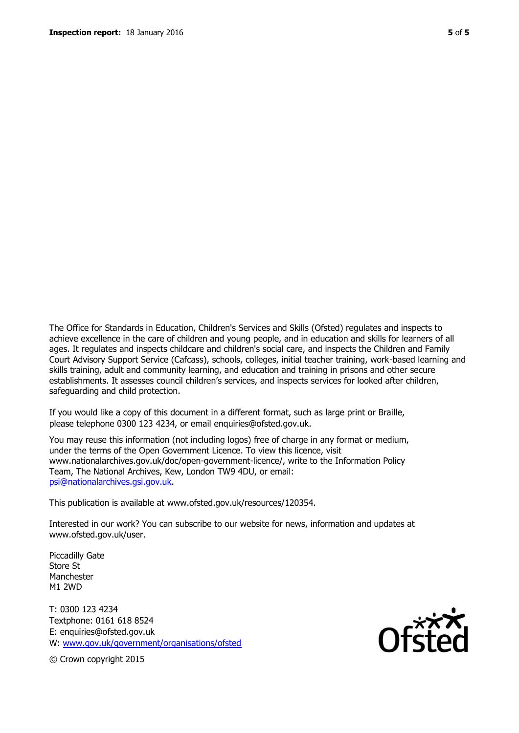The Office for Standards in Education, Children's Services and Skills (Ofsted) regulates and inspects to achieve excellence in the care of children and young people, and in education and skills for learners of all ages. It regulates and inspects childcare and children's social care, and inspects the Children and Family Court Advisory Support Service (Cafcass), schools, colleges, initial teacher training, work-based learning and skills training, adult and community learning, and education and training in prisons and other secure establishments. It assesses council children's services, and inspects services for looked after children, safeguarding and child protection.

If you would like a copy of this document in a different format, such as large print or Braille, please telephone 0300 123 4234, or email enquiries@ofsted.gov.uk.

You may reuse this information (not including logos) free of charge in any format or medium, under the terms of the Open Government Licence. To view this licence, visit www.nationalarchives.gov.uk/doc/open-government-licence/, write to the Information Policy Team, The National Archives, Kew, London TW9 4DU, or email: psi@nationalarchives.gsi.gov.uk.

This publication is available at www.ofsted.gov.uk/resources/120354.

Interested in our work? You can subscribe to our website for news, information and updates at www.ofsted.gov.uk/user.

Piccadilly Gate
Store St
Manchester
M1 2WD

T: 0300 123 4234
Textphone: 0161 618 8524
E: enquiries@ofsted.gov.uk
W: www.gov.uk/government/organisations/ofsted

© Crown copyright 2015